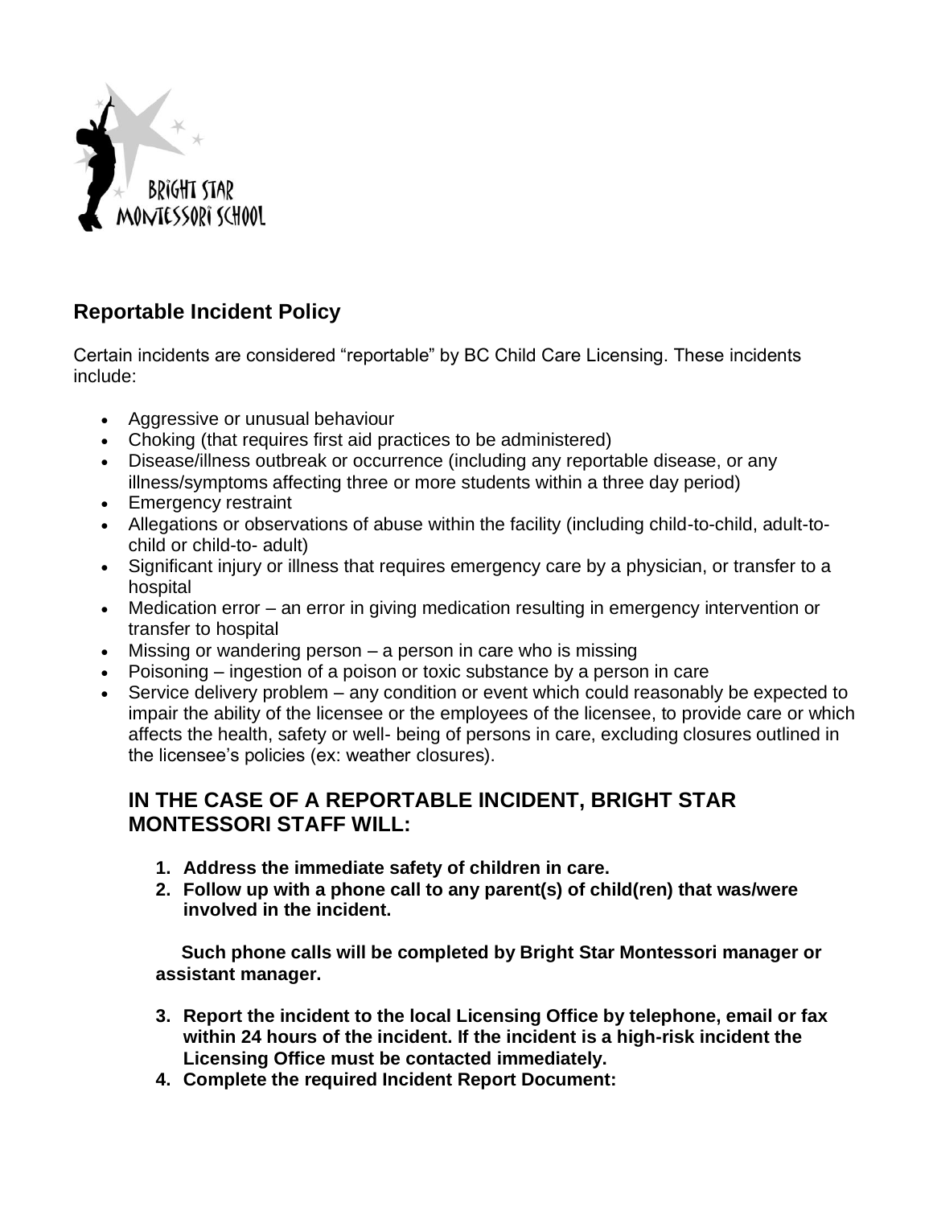BRIGHT STAR MONTESSORI SCHOOL

## Reportable Incident Policy

Certain incidents are considered "reportable" by BC Child Care Licensing. These incidents include:

- Aggressive or unusual behaviour
- Choking (that requires first aid practices to be administered)
- Disease/illness outbreak or occurrence (including any reportable disease, or any illness/symptoms affecting three or more students within a three day period)
- Emergency restraint
- Allegations or observations of abuse within the facility (including child-to-child, adult-to-child or child-to- adult)
- Significant injury or illness that requires emergency care by a physician, or transfer to a hospital
- Medication error – an error in giving medication resulting in emergency intervention or transfer to hospital
- Missing or wandering person – a person in care who is missing
- Poisoning – ingestion of a poison or toxic substance by a person in care
- Service delivery problem – any condition or event which could reasonably be expected to impair the ability of the licensee or the employees of the licensee, to provide care or which affects the health, safety or well- being of persons in care, excluding closures outlined in the licensee's policies (ex: weather closures).

### IN THE CASE OF A REPORTABLE INCIDENT, BRIGHT STAR MONTESSORI STAFF WILL:

1. **Address the immediate safety of children in care.**
2. **Follow up with a phone call to any parent(s) of child(ren) that was/were involved in the incident.**

   **Such phone calls will be completed by Bright Star Montessori manager or assistant manager.**

3. **Report the incident to the local Licensing Office by telephone, email or fax within 24 hours of the incident. If the incident is a high-risk incident the Licensing Office must be contacted immediately.**
4. **Complete the required Incident Report Document:**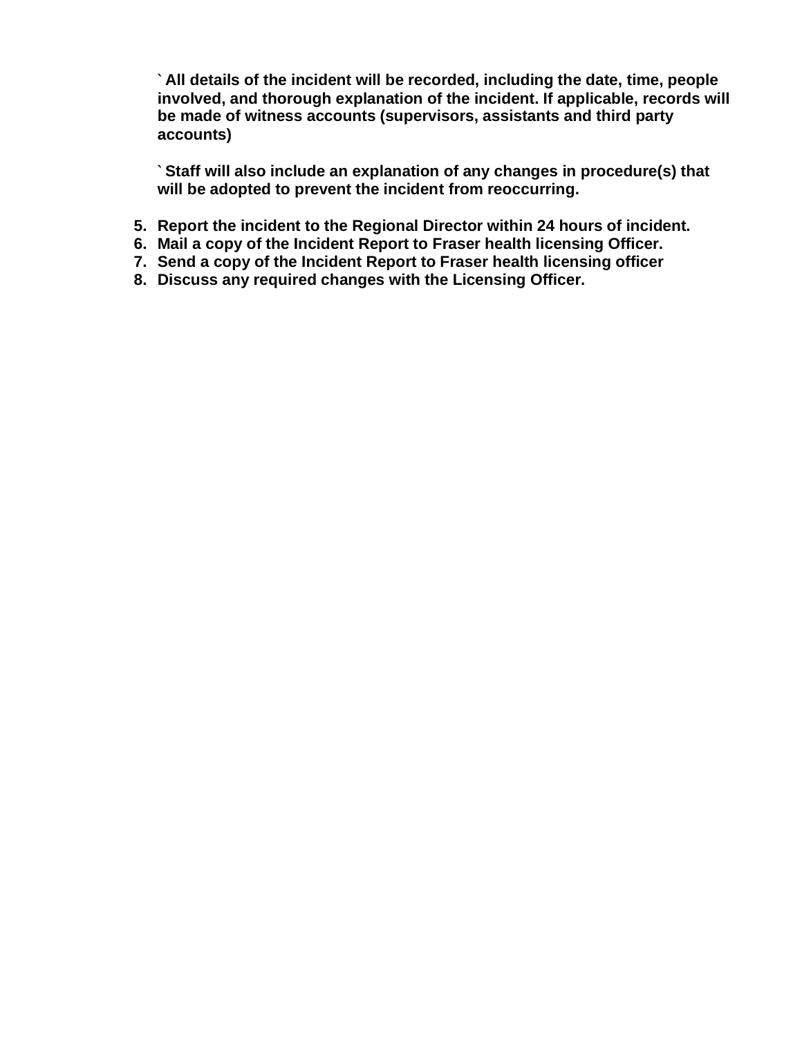**` All details of the incident will be recorded, including the date, time, people involved, and thorough explanation of the incident. If applicable, records will be made of witness accounts (supervisors, assistants and third party accounts)**

**` Staff will also include an explanation of any changes in procedure(s) that will be adopted to prevent the incident from reoccurring.**

5. **Report the incident to the Regional Director within 24 hours of incident.**
6. **Mail a copy of the Incident Report to Fraser health licensing Officer.**
7. **Send a copy of the Incident Report to Fraser health licensing officer**
8. **Discuss any required changes with the Licensing Officer.**